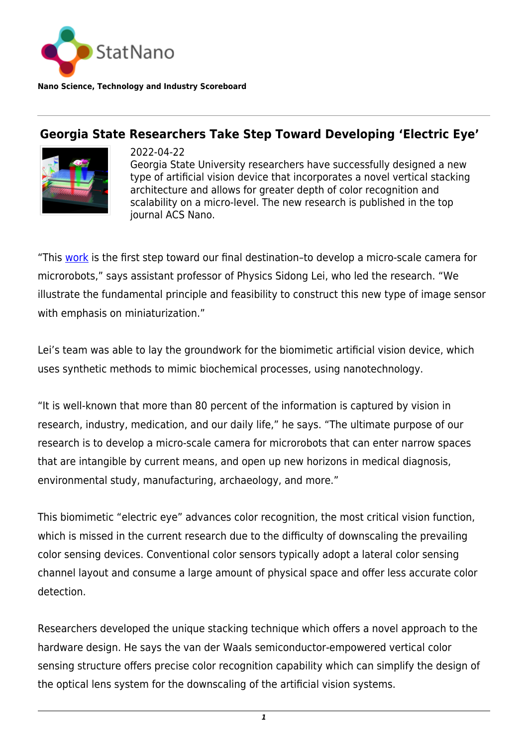StatNano

**Nano Science, Technology and Industry Scoreboard**

# Georgia State Researchers Take Step Toward Developing 'Electric Eye'

2022-04-22

Georgia State University researchers have successfully designed a new type of artificial vision device that incorporates a novel vertical stacking architecture and allows for greater depth of color recognition and scalability on a micro-level. The new research is published in the top journal ACS Nano.

"This work is the first step toward our final destination–to develop a micro-scale camera for microrobots," says assistant professor of Physics Sidong Lei, who led the research. "We illustrate the fundamental principle and feasibility to construct this new type of image sensor with emphasis on miniaturization."

Lei's team was able to lay the groundwork for the biomimetic artificial vision device, which uses synthetic methods to mimic biochemical processes, using nanotechnology.

"It is well-known that more than 80 percent of the information is captured by vision in research, industry, medication, and our daily life," he says. "The ultimate purpose of our research is to develop a micro-scale camera for microrobots that can enter narrow spaces that are intangible by current means, and open up new horizons in medical diagnosis, environmental study, manufacturing, archaeology, and more."

This biomimetic "electric eye" advances color recognition, the most critical vision function, which is missed in the current research due to the difficulty of downscaling the prevailing color sensing devices. Conventional color sensors typically adopt a lateral color sensing channel layout and consume a large amount of physical space and offer less accurate color detection.

Researchers developed the unique stacking technique which offers a novel approach to the hardware design. He says the van der Waals semiconductor-empowered vertical color sensing structure offers precise color recognition capability which can simplify the design of the optical lens system for the downscaling of the artificial vision systems.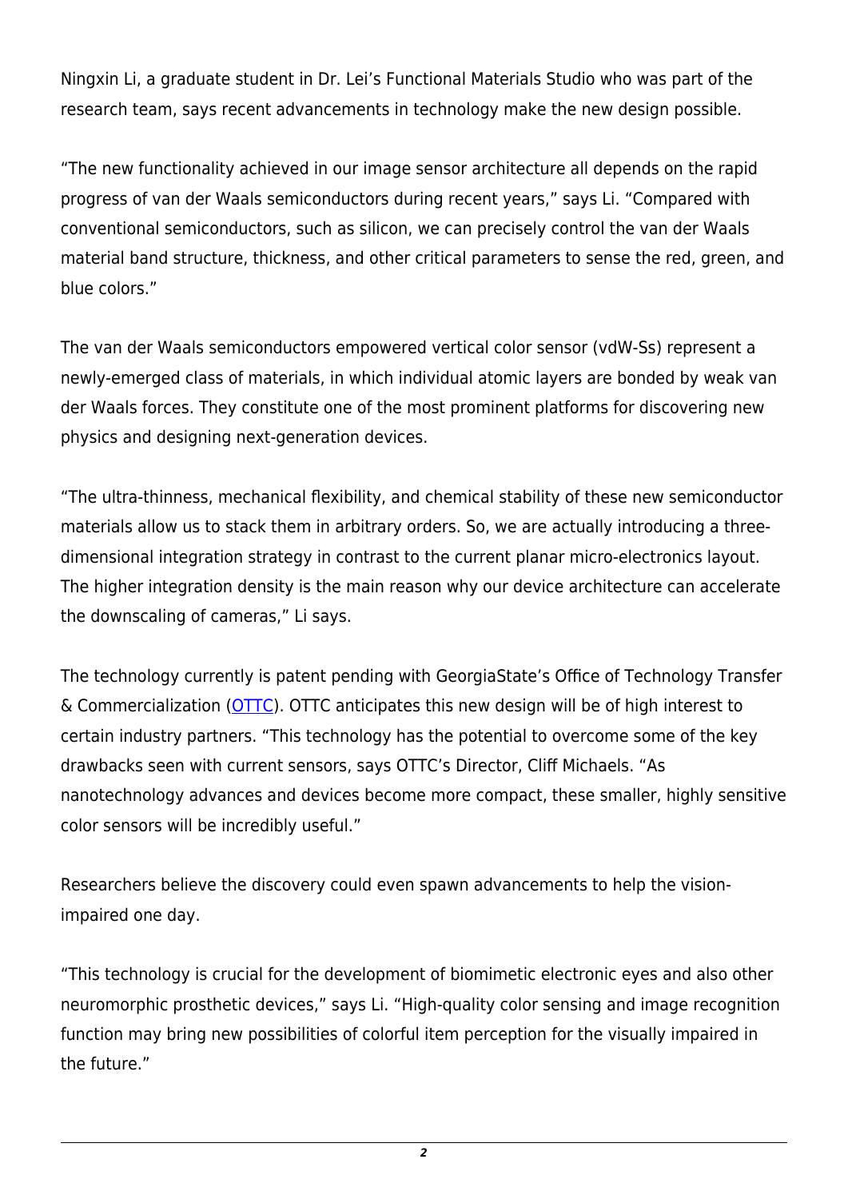Ningxin Li, a graduate student in Dr. Lei's Functional Materials Studio who was part of the research team, says recent advancements in technology make the new design possible.

"The new functionality achieved in our image sensor architecture all depends on the rapid progress of van der Waals semiconductors during recent years," says Li. "Compared with conventional semiconductors, such as silicon, we can precisely control the van der Waals material band structure, thickness, and other critical parameters to sense the red, green, and blue colors."

The van der Waals semiconductors empowered vertical color sensor (vdW-Ss) represent a newly-emerged class of materials, in which individual atomic layers are bonded by weak van der Waals forces. They constitute one of the most prominent platforms for discovering new physics and designing next-generation devices.

"The ultra-thinness, mechanical flexibility, and chemical stability of these new semiconductor materials allow us to stack them in arbitrary orders. So, we are actually introducing a three-dimensional integration strategy in contrast to the current planar micro-electronics layout. The higher integration density is the main reason why our device architecture can accelerate the downscaling of cameras," Li says.

The technology currently is patent pending with GeorgiaState's Office of Technology Transfer & Commercialization (OTTC). OTTC anticipates this new design will be of high interest to certain industry partners. "This technology has the potential to overcome some of the key drawbacks seen with current sensors, says OTTC's Director, Cliff Michaels. "As nanotechnology advances and devices become more compact, these smaller, highly sensitive color sensors will be incredibly useful."

Researchers believe the discovery could even spawn advancements to help the vision-impaired one day.

"This technology is crucial for the development of biomimetic electronic eyes and also other neuromorphic prosthetic devices," says Li. "High-quality color sensing and image recognition function may bring new possibilities of colorful item perception for the visually impaired in the future."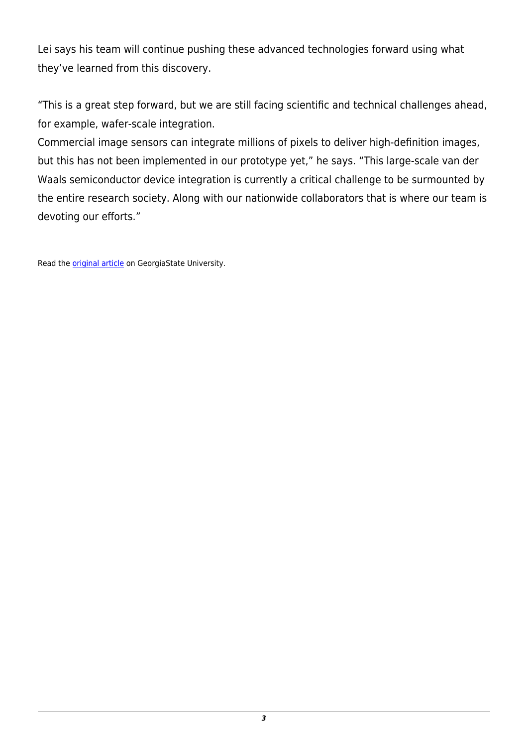Lei says his team will continue pushing these advanced technologies forward using what they've learned from this discovery.

"This is a great step forward, but we are still facing scientific and technical challenges ahead, for example, wafer-scale integration.
Commercial image sensors can integrate millions of pixels to deliver high-definition images, but this has not been implemented in our prototype yet," he says. "This large-scale van der Waals semiconductor device integration is currently a critical challenge to be surmounted by the entire research society. Along with our nationwide collaborators that is where our team is devoting our efforts."

Read the [original article]() on GeorgiaState University.